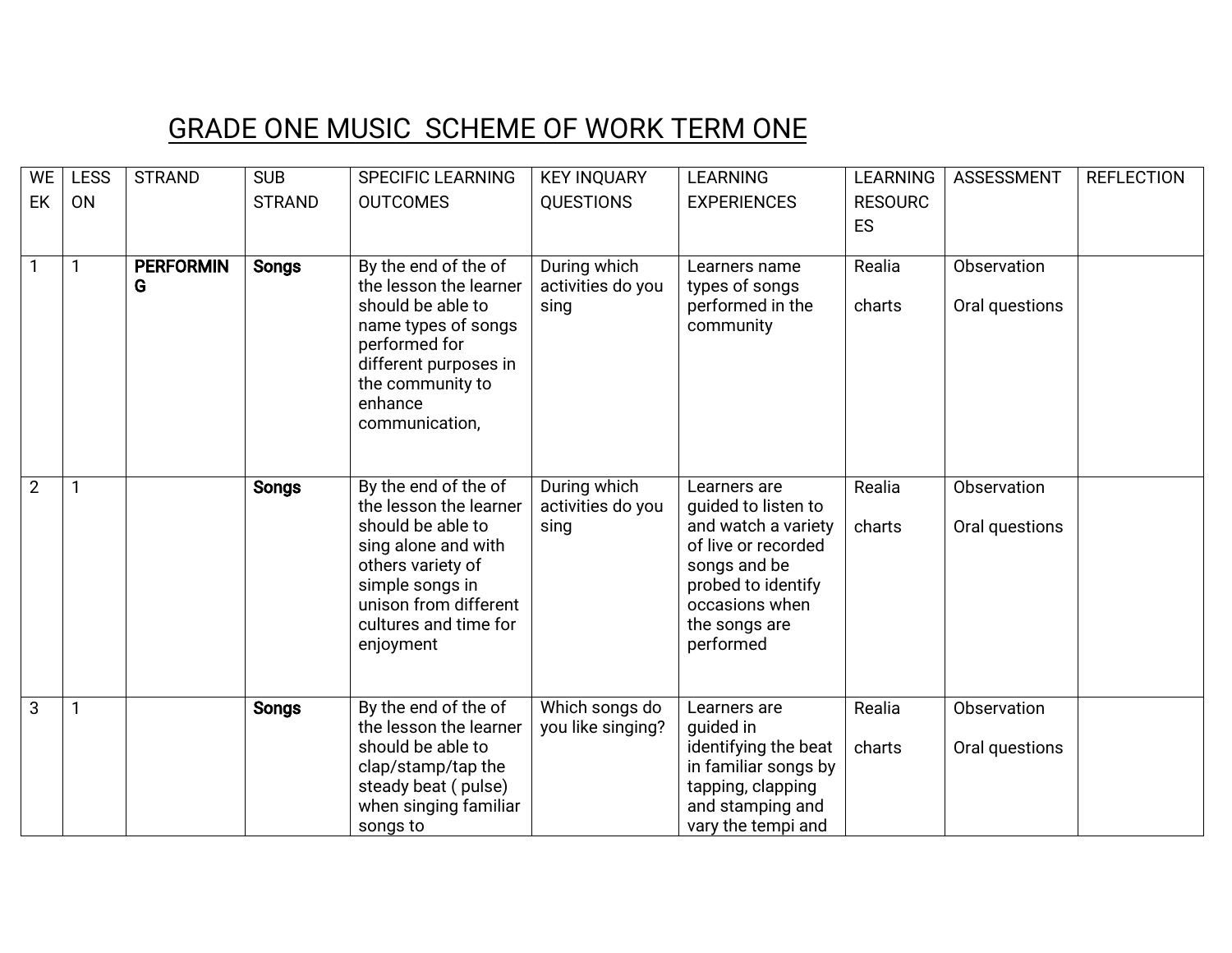# GRADE ONE MUSIC SCHEME OF WORK TERM ONE

| WEEK | LESSON | STRAND | SUB STRAND | SPECIFIC LEARNING OUTCOMES | KEY INQUARY QUESTIONS | LEARNING EXPERIENCES | LEARNING RESOURCES | ASSESSMENT | REFLECTION |
|---|---|---|---|---|---|---|---|---|---|
| 1 | 1 | **PERFORMING** | **Songs** | By the end of the of the lesson the learner should be able to name types of songs performed for different purposes in the community to enhance communication, | During which activities do you sing | Learners name types of songs performed in the community | Realia<br><br>charts | Observation<br><br>Oral questions | |
| 2 | 1 | | **Songs** | By the end of the of the lesson the learner should be able to sing alone and with others variety of simple songs in unison from different cultures and time for enjoyment | During which activities do you sing | Learners are guided to listen to and watch a variety of live or recorded songs and be probed to identify occasions when the songs are performed | Realia<br><br>charts | Observation<br><br>Oral questions | |
| 3 | 1 | | **Songs** | By the end of the of the lesson the learner should be able to clap/stamp/tap the steady beat ( pulse) when singing familiar songs to | Which songs do you like singing? | Learners are guided in identifying the beat in familiar songs by tapping, clapping and stamping and vary the tempi and | Realia<br><br>charts | Observation<br><br>Oral questions | |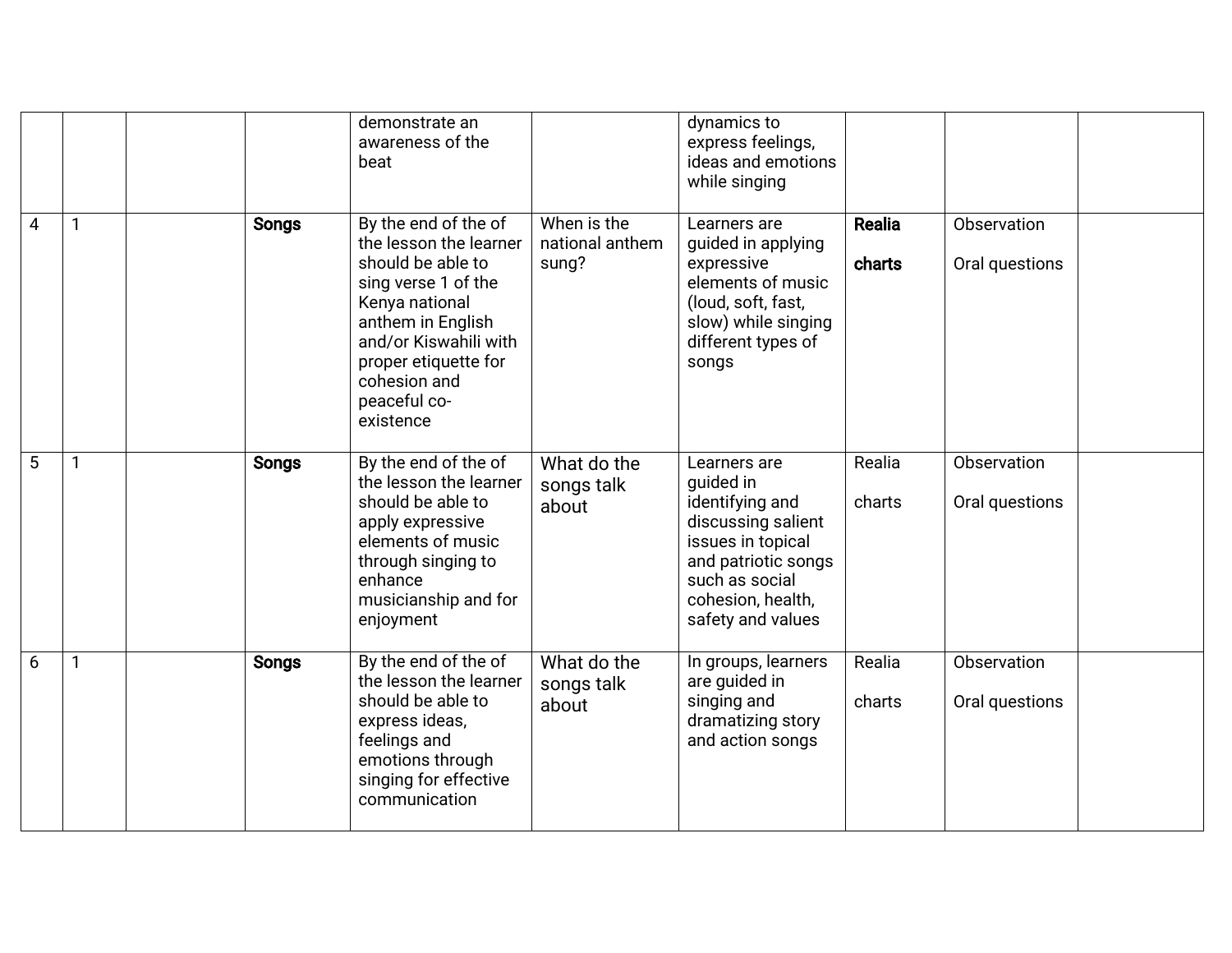| | | | | | | | | | |
|---|---|---|---|---|---|---|---|---|---|
| | | | | demonstrate an awareness of the beat | | dynamics to express feelings, ideas and emotions while singing | | | |
| 4 | 1 | | **Songs** | By the end of the of the lesson the learner should be able to sing verse 1 of the Kenya national anthem in English and/or Kiswahili with proper etiquette for cohesion and peaceful co-existence | When is the national anthem sung? | Learners are guided in applying expressive elements of music (loud, soft, fast, slow) while singing different types of songs | **Realia**<br><br>**charts** | Observation<br><br>Oral questions | |
| 5 | 1 | | **Songs** | By the end of the of the lesson the learner should be able to apply expressive elements of music through singing to enhance musicianship and for enjoyment | What do the songs talk about | Learners are guided in identifying and discussing salient issues in topical and patriotic songs such as social cohesion, health, safety and values | Realia<br><br>charts | Observation<br><br>Oral questions | |
| 6 | 1 | | **Songs** | By the end of the of the lesson the learner should be able to express ideas, feelings and emotions through singing for effective communication | What do the songs talk about | In groups, learners are guided in singing and dramatizing story and action songs | Realia<br><br>charts | Observation<br><br>Oral questions | |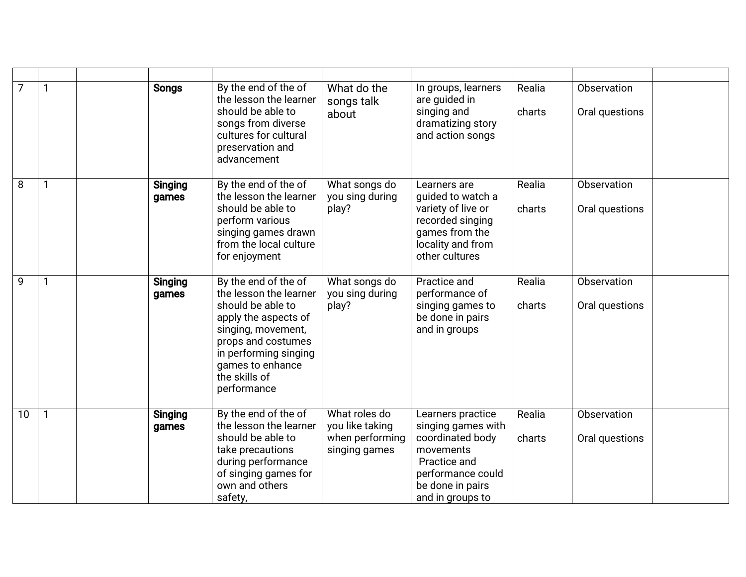| | | | | | | | | | |
|---|---|---|---|---|---|---|---|---|---|
| 7 | 1 | | **Songs** | By the end of the of the lesson the learner should be able to songs from diverse cultures for cultural preservation and advancement | What do the songs talk about | In groups, learners are guided in singing and dramatizing story and action songs | Realia<br><br>charts | Observation<br><br>Oral questions | |
| 8 | 1 | | **Singing games** | By the end of the of the lesson the learner should be able to perform various singing games drawn from the local culture for enjoyment | What songs do you sing during play? | Learners are guided to watch a variety of live or recorded singing games from the locality and from other cultures | Realia<br><br>charts | Observation<br><br>Oral questions | |
| 9 | 1 | | **Singing games** | By the end of the of the lesson the learner should be able to apply the aspects of singing, movement, props and costumes in performing singing games to enhance the skills of performance | What songs do you sing during play? | Practice and performance of singing games to be done in pairs and in groups | Realia<br><br>charts | Observation<br><br>Oral questions | |
| 10 | 1 | | **Singing games** | By the end of the of the lesson the learner should be able to take precautions during performance of singing games for own and others safety, | What roles do you like taking when performing singing games | Learners practice singing games with coordinated body movements<br>Practice and performance could be done in pairs and in groups to | Realia<br><br>charts | Observation<br><br>Oral questions | |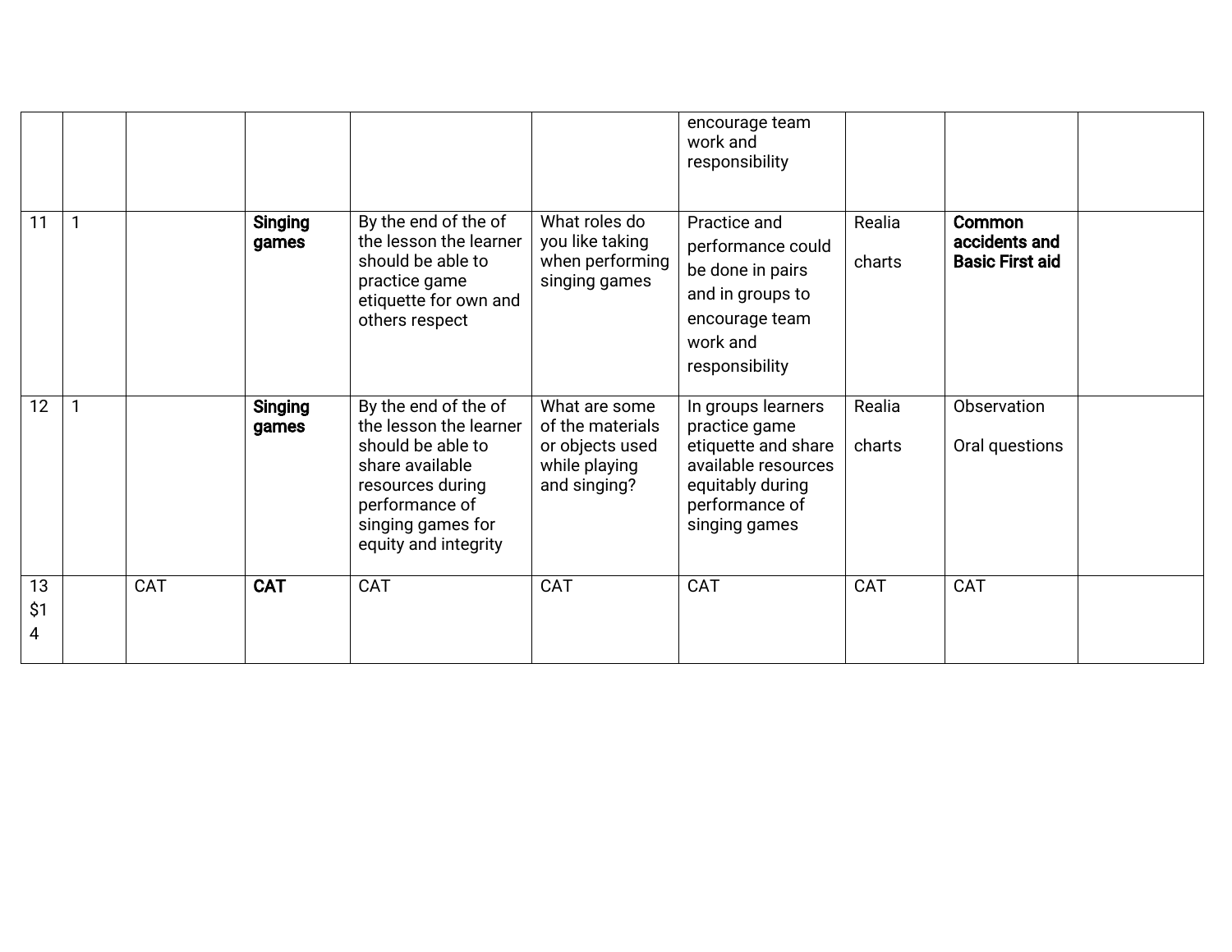| | | | | | | | | | |
|---|---|---|---|---|---|---|---|---|---|
| | | | | | | encourage team work and responsibility | | | |
| 11 | 1 | | **Singing games** | By the end of the of the lesson the learner should be able to practice game etiquette for own and others respect | What roles do you like taking when performing singing games | Practice and performance could be done in pairs and in groups to encourage team work and responsibility | Realia<br><br>charts | **Common accidents and Basic First aid** | |
| 12 | 1 | | **Singing games** | By the end of the of the lesson the learner should be able to share available resources during performance of singing games for equity and integrity | What are some of the materials or objects used while playing and singing? | In groups learners practice game etiquette and share available resources equitably during performance of singing games | Realia<br><br>charts | Observation<br><br>Oral questions | |
| 13 $14 | | CAT | **CAT** | CAT | CAT | CAT | CAT | CAT | |